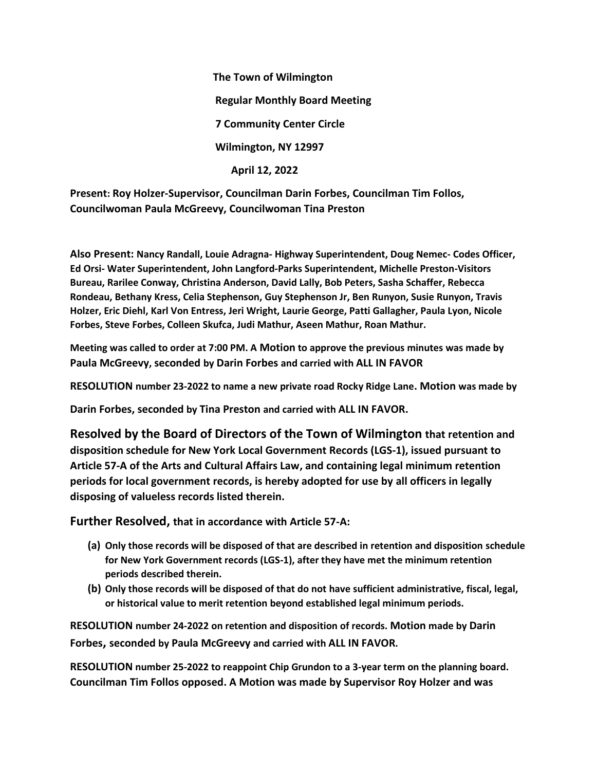**The Town of Wilmington**

**Regular Monthly Board Meeting**

**7 Community Center Circle**

**Wilmington, NY 12997**

**April 12, 2022**

**Present: Roy Holzer-Supervisor, Councilman Darin Forbes, Councilman Tim Follos, Councilwoman Paula McGreevy, Councilwoman Tina Preston**

**Also Present: Nancy Randall, Louie Adragna- Highway Superintendent, Doug Nemec- Codes Officer, Ed Orsi- Water Superintendent, John Langford-Parks Superintendent, Michelle Preston-Visitors Bureau, Rarilee Conway, Christina Anderson, David Lally, Bob Peters, Sasha Schaffer, Rebecca Rondeau, Bethany Kress, Celia Stephenson, Guy Stephenson Jr, Ben Runyon, Susie Runyon, Travis Holzer, Eric Diehl, Karl Von Entress, Jeri Wright, Laurie George, Patti Gallagher, Paula Lyon, Nicole Forbes, Steve Forbes, Colleen Skufca, Judi Mathur, Aseen Mathur, Roan Mathur.**

**Meeting was called to order at 7:00 PM. A Motion to approve the previous minutes was made by Paula McGreevy, seconded by Darin Forbes and carried with ALL IN FAVOR**

**RESOLUTION number 23-2022 to name a new private road Rocky Ridge Lane. Motion was made by Darin Forbes, seconded by Tina Preston and carried with ALL IN FAVOR.**

**Resolved by the Board of Directors of the Town of Wilmington that retention and disposition schedule for New York Local Government Records (LGS-1), issued pursuant to Article 57-A of the Arts and Cultural Affairs Law, and containing legal minimum retention periods for local government records, is hereby adopted for use by all officers in legally disposing of valueless records listed therein.**

**Further Resolved, that in accordance with Article 57-A:**

- **(a) Only those records will be disposed of that are described in retention and disposition schedule for New York Government records (LGS-1), after they have met the minimum retention periods described therein.**
- **(b) Only those records will be disposed of that do not have sufficient administrative, fiscal, legal, or historical value to merit retention beyond established legal minimum periods.**

**RESOLUTION number 24-2022 on retention and disposition of records. Motion made by Darin Forbes, seconded by Paula McGreevy and carried with ALL IN FAVOR.**

**RESOLUTION number 25-2022 to reappoint Chip Grundon to a 3-year term on the planning board. Councilman Tim Follos opposed. A Motion was made by Supervisor Roy Holzer and was**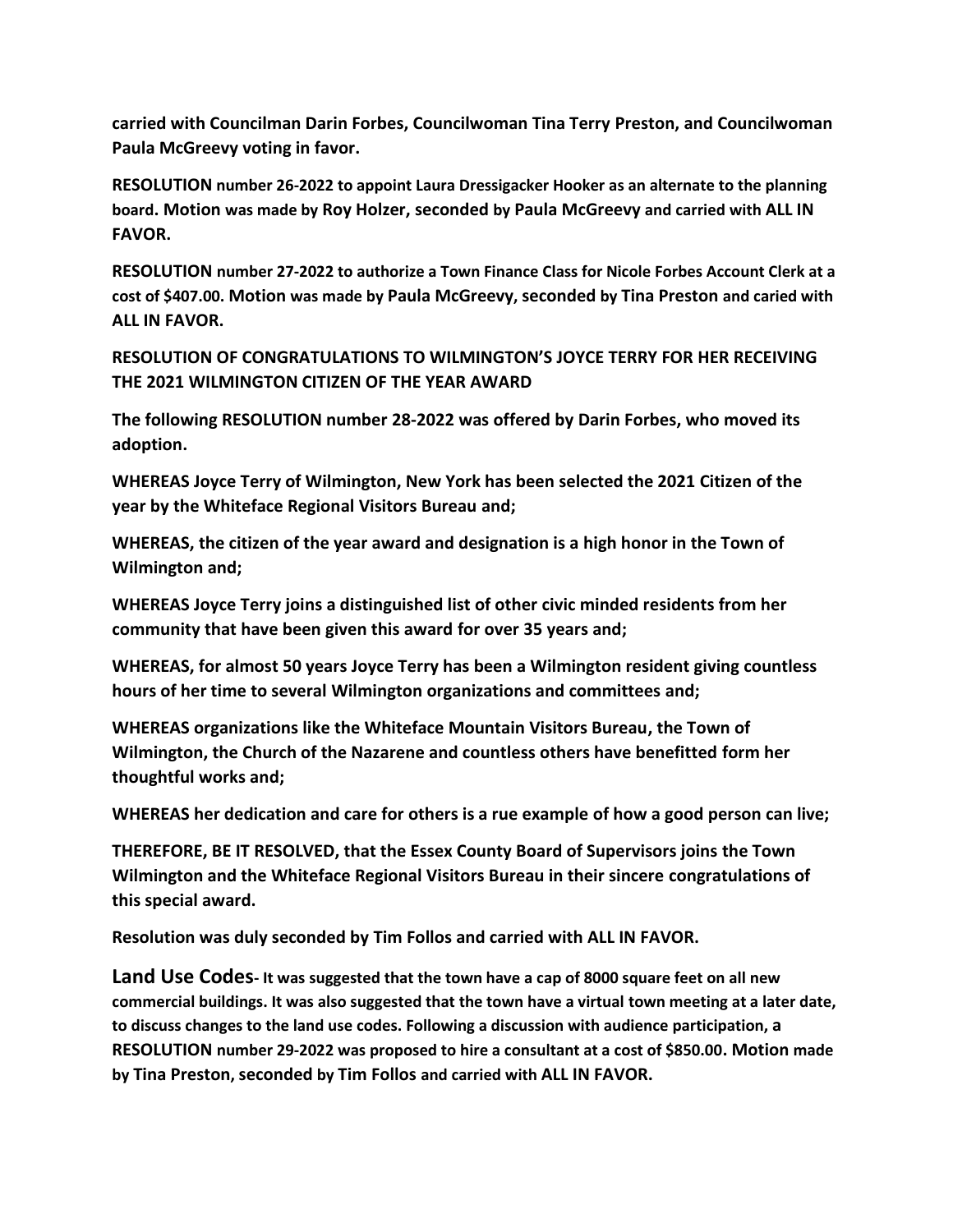**carried with Councilman Darin Forbes, Councilwoman Tina Terry Preston, and Councilwoman Paula McGreevy voting in favor.**

**RESOLUTION number 26-2022 to appoint Laura Dressigacker Hooker as an alternate to the planning board. Motion was made by Roy Holzer, seconded by Paula McGreevy and carried with ALL IN FAVOR.**

**RESOLUTION number 27-2022 to authorize a Town Finance Class for Nicole Forbes Account Clerk at a cost of $407.00. Motion was made by Paula McGreevy, seconded by Tina Preston and caried with ALL IN FAVOR.**

**RESOLUTION OF CONGRATULATIONS TO WILMINGTON'S JOYCE TERRY FOR HER RECEIVING THE 2021 WILMINGTON CITIZEN OF THE YEAR AWARD**

**The following RESOLUTION number 28-2022 was offered by Darin Forbes, who moved its adoption.**

**WHEREAS Joyce Terry of Wilmington, New York has been selected the 2021 Citizen of the year by the Whiteface Regional Visitors Bureau and;**

**WHEREAS, the citizen of the year award and designation is a high honor in the Town of Wilmington and;**

**WHEREAS Joyce Terry joins a distinguished list of other civic minded residents from her community that have been given this award for over 35 years and;**

**WHEREAS, for almost 50 years Joyce Terry has been a Wilmington resident giving countless hours of her time to several Wilmington organizations and committees and;**

**WHEREAS organizations like the Whiteface Mountain Visitors Bureau, the Town of Wilmington, the Church of the Nazarene and countless others have benefitted form her thoughtful works and;**

**WHEREAS her dedication and care for others is a rue example of how a good person can live;**

**THEREFORE, BE IT RESOLVED, that the Essex County Board of Supervisors joins the Town Wilmington and the Whiteface Regional Visitors Bureau in their sincere congratulations of this special award.**

**Resolution was duly seconded by Tim Follos and carried with ALL IN FAVOR.**

**Land Use Codes- It was suggested that the town have a cap of 8000 square feet on all new commercial buildings. It was also suggested that the town have a virtual town meeting at a later date, to discuss changes to the land use codes. Following a discussion with audience participation, a RESOLUTION number 29-2022 was proposed to hire a consultant at a cost of $850.00. Motion made by Tina Preston, seconded by Tim Follos and carried with ALL IN FAVOR.**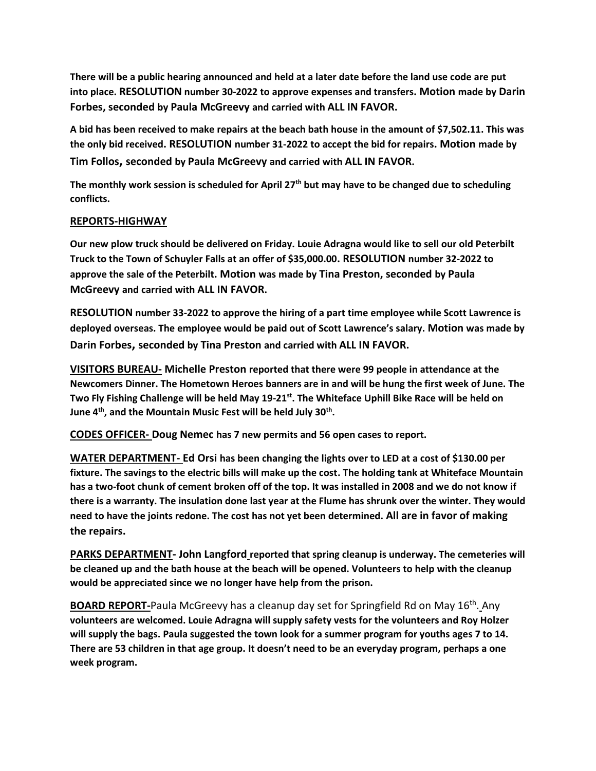**There will be a public hearing announced and held at a later date before the land use code are put into place. RESOLUTION number 30-2022 to approve expenses and transfers. Motion made by Darin Forbes, seconded by Paula McGreevy and carried with ALL IN FAVOR.**

**A bid has been received to make repairs at the beach bath house in the amount of $7,502.11. This was the only bid received. RESOLUTION number 31-2022 to accept the bid for repairs. Motion made by Tim Follos, seconded by Paula McGreevy and carried with ALL IN FAVOR.**

**The monthly work session is scheduled for April 27th but may have to be changed due to scheduling conflicts.**

**REPORTS-HIGHWAY**

**Our new plow truck should be delivered on Friday. Louie Adragna would like to sell our old Peterbilt Truck to the Town of Schuyler Falls at an offer of $35,000.00. RESOLUTION number 32-2022 to approve the sale of the Peterbilt. Motion was made by Tina Preston, seconded by Paula McGreevy and carried with ALL IN FAVOR.**

**RESOLUTION number 33-2022 to approve the hiring of a part time employee while Scott Lawrence is deployed overseas. The employee would be paid out of Scott Lawrence's salary. Motion was made by Darin Forbes, seconded by Tina Preston and carried with ALL IN FAVOR.**

**VISITORS BUREAU- Michelle Preston reported that there were 99 people in attendance at the Newcomers Dinner. The Hometown Heroes banners are in and will be hung the first week of June. The Two Fly Fishing Challenge will be held May 19-21st. The Whiteface Uphill Bike Race will be held on June 4th, and the Mountain Music Fest will be held July 30th.**

**CODES OFFICER- Doug Nemec has 7 new permits and 56 open cases to report.**

**WATER DEPARTMENT- Ed Orsi has been changing the lights over to LED at a cost of $130.00 per fixture. The savings to the electric bills will make up the cost. The holding tank at Whiteface Mountain has a two-foot chunk of cement broken off of the top. It was installed in 2008 and we do not know if there is a warranty. The insulation done last year at the Flume has shrunk over the winter. They would need to have the joints redone. The cost has not yet been determined. All are in favor of making the repairs.**

**PARKS DEPARTMENT- John Langford reported that spring cleanup is underway. The cemeteries will be cleaned up and the bath house at the beach will be opened. Volunteers to help with the cleanup would be appreciated since we no longer have help from the prison.**

**BOARD REPORT-**Paula McGreevy has a cleanup day set for Springfield Rd on May 16th. Any **volunteers are welcomed. Louie Adragna will supply safety vests for the volunteers and Roy Holzer will supply the bags. Paula suggested the town look for a summer program for youths ages 7 to 14. There are 53 children in that age group. It doesn't need to be an everyday program, perhaps a one week program.**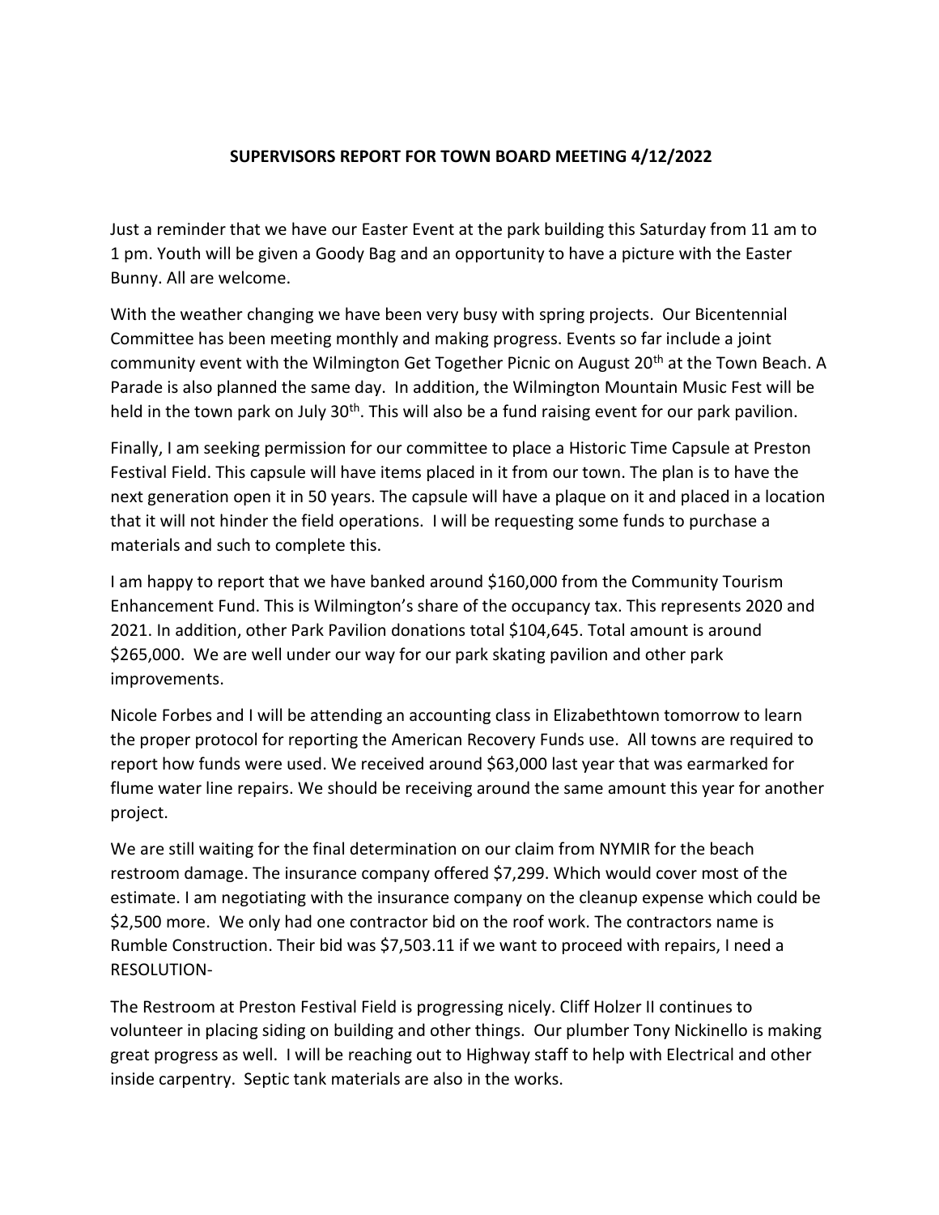## SUPERVISORS REPORT FOR TOWN BOARD MEETING 4/12/2022

Just a reminder that we have our Easter Event at the park building this Saturday from 11 am to 1 pm. Youth will be given a Goody Bag and an opportunity to have a picture with the Easter Bunny. All are welcome.

With the weather changing we have been very busy with spring projects. Our Bicentennial Committee has been meeting monthly and making progress. Events so far include a joint community event with the Wilmington Get Together Picnic on August 20th at the Town Beach. A Parade is also planned the same day. In addition, the Wilmington Mountain Music Fest will be held in the town park on July 30th. This will also be a fund raising event for our park pavilion.

Finally, I am seeking permission for our committee to place a Historic Time Capsule at Preston Festival Field. This capsule will have items placed in it from our town. The plan is to have the next generation open it in 50 years. The capsule will have a plaque on it and placed in a location that it will not hinder the field operations. I will be requesting some funds to purchase a materials and such to complete this.

I am happy to report that we have banked around $160,000 from the Community Tourism Enhancement Fund. This is Wilmington's share of the occupancy tax. This represents 2020 and 2021. In addition, other Park Pavilion donations total $104,645. Total amount is around $265,000. We are well under our way for our park skating pavilion and other park improvements.

Nicole Forbes and I will be attending an accounting class in Elizabethtown tomorrow to learn the proper protocol for reporting the American Recovery Funds use. All towns are required to report how funds were used. We received around $63,000 last year that was earmarked for flume water line repairs. We should be receiving around the same amount this year for another project.

We are still waiting for the final determination on our claim from NYMIR for the beach restroom damage. The insurance company offered $7,299. Which would cover most of the estimate. I am negotiating with the insurance company on the cleanup expense which could be $2,500 more. We only had one contractor bid on the roof work. The contractors name is Rumble Construction. Their bid was $7,503.11 if we want to proceed with repairs, I need a RESOLUTION-

The Restroom at Preston Festival Field is progressing nicely. Cliff Holzer II continues to volunteer in placing siding on building and other things. Our plumber Tony Nickinello is making great progress as well. I will be reaching out to Highway staff to help with Electrical and other inside carpentry. Septic tank materials are also in the works.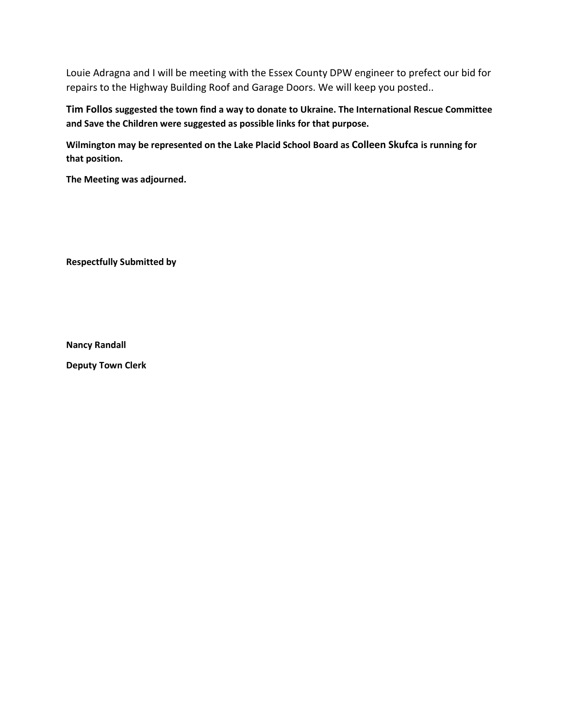Louie Adragna and I will be meeting with the Essex County DPW engineer to prefect our bid for repairs to the Highway Building Roof and Garage Doors. We will keep you posted..

**Tim Follos suggested the town find a way to donate to Ukraine. The International Rescue Committee and Save the Children were suggested as possible links for that purpose.**

**Wilmington may be represented on the Lake Placid School Board as Colleen Skufca is running for that position.**

**The Meeting was adjourned.**

**Respectfully Submitted by**

**Nancy Randall**

**Deputy Town Clerk**